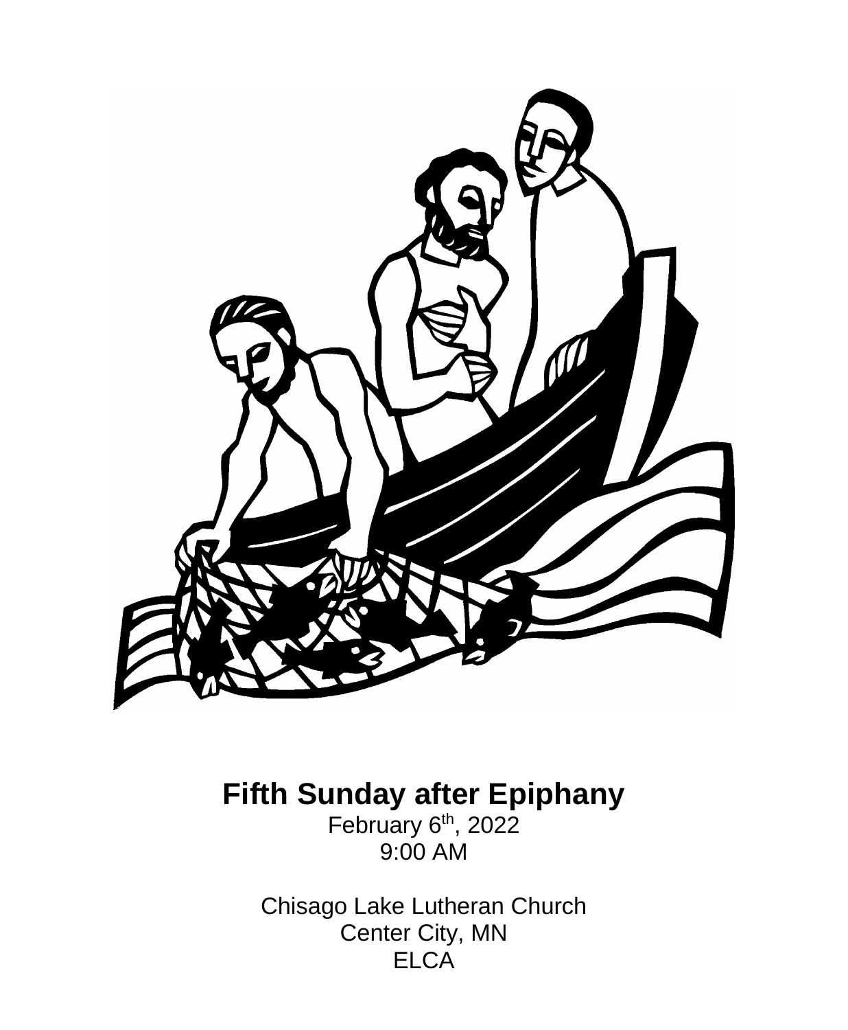# Fifth Sunday after Epiphany

February 6th, 2022
9:00 AM

Chisago Lake Lutheran Church
Center City, MN
ELCA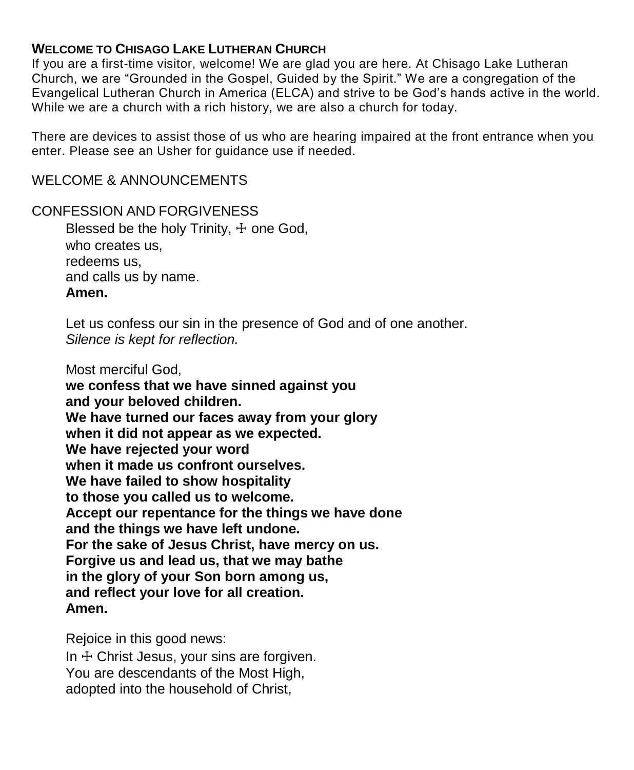## WELCOME TO CHISAGO LAKE LUTHERAN CHURCH

If you are a first-time visitor, welcome! We are glad you are here. At Chisago Lake Lutheran Church, we are "Grounded in the Gospel, Guided by the Spirit." We are a congregation of the Evangelical Lutheran Church in America (ELCA) and strive to be God's hands active in the world. While we are a church with a rich history, we are also a church for today.

There are devices to assist those of us who are hearing impaired at the front entrance when you enter. Please see an Usher for guidance use if needed.

WELCOME & ANNOUNCEMENTS

CONFESSION AND FORGIVENESS

Blessed be the holy Trinity, ☩ one God,
who creates us,
redeems us,
and calls us by name.
**Amen.**

Let us confess our sin in the presence of God and of one another.
*Silence is kept for reflection.*

Most merciful God,
**we confess that we have sinned against you**
**and your beloved children.**
**We have turned our faces away from your glory**
**when it did not appear as we expected.**
**We have rejected your word**
**when it made us confront ourselves.**
**We have failed to show hospitality**
**to those you called us to welcome.**
**Accept our repentance for the things we have done**
**and the things we have left undone.**
**For the sake of Jesus Christ, have mercy on us.**
**Forgive us and lead us, that we may bathe**
**in the glory of your Son born among us,**
**and reflect your love for all creation.**
**Amen.**

Rejoice in this good news:
In ☩ Christ Jesus, your sins are forgiven.
You are descendants of the Most High,
adopted into the household of Christ,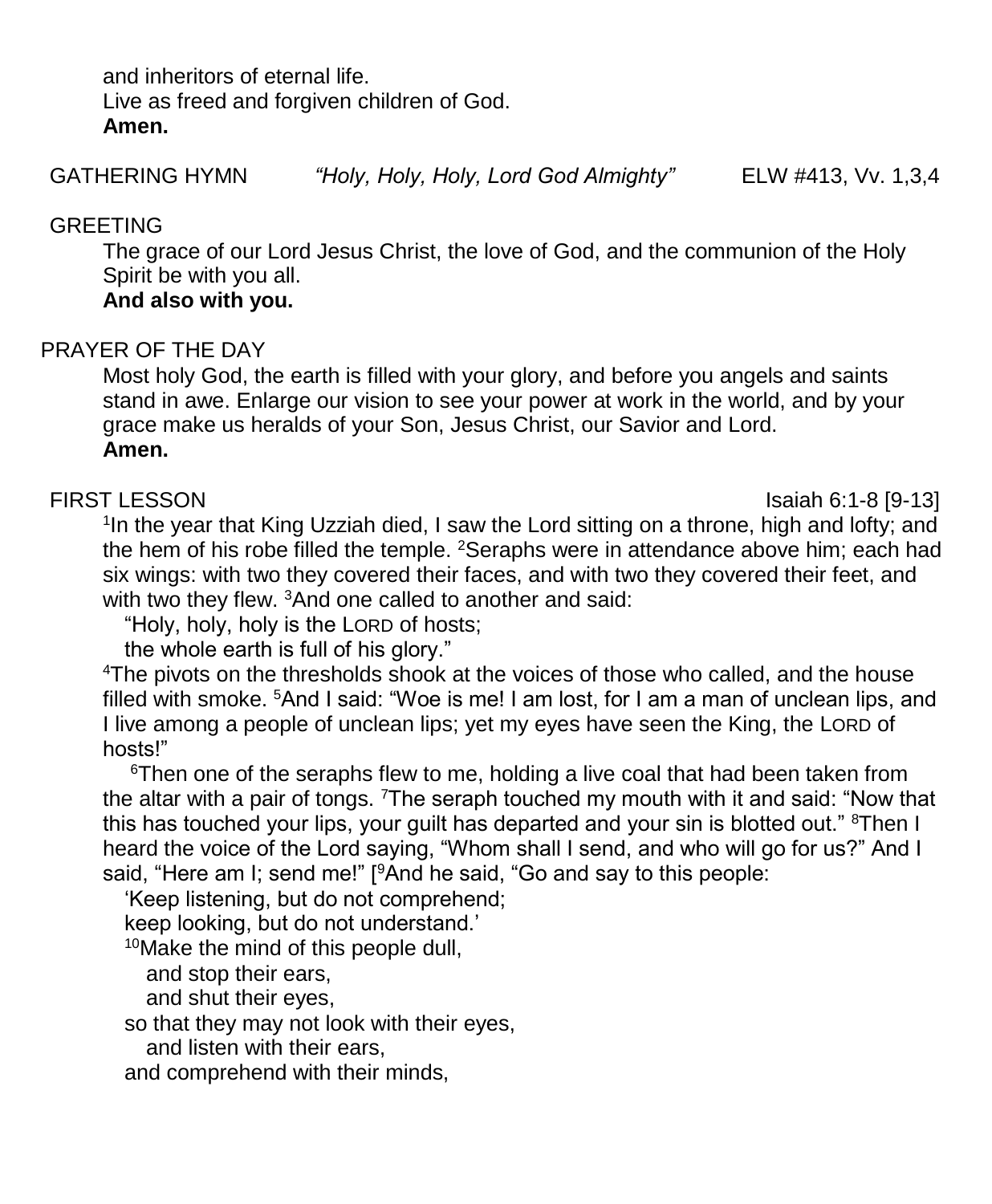and inheritors of eternal life.
Live as freed and forgiven children of God.
**Amen.**

GATHERING HYMN *"Holy, Holy, Holy, Lord God Almighty"* ELW #413, Vv. 1,3,4

GREETING

The grace of our Lord Jesus Christ, the love of God, and the communion of the Holy Spirit be with you all.
**And also with you.**

PRAYER OF THE DAY

Most holy God, the earth is filled with your glory, and before you angels and saints stand in awe. Enlarge our vision to see your power at work in the world, and by your grace make us heralds of your Son, Jesus Christ, our Savior and Lord.
**Amen.**

FIRST LESSON Isaiah 6:1-8 [9-13]

[1]In the year that King Uzziah died, I saw the Lord sitting on a throne, high and lofty; and the hem of his robe filled the temple. [2]Seraphs were in attendance above him; each had six wings: with two they covered their faces, and with two they covered their feet, and with two they flew. [3]And one called to another and said:

"Holy, holy, holy is the LORD of hosts;
the whole earth is full of his glory."

[4]The pivots on the thresholds shook at the voices of those who called, and the house filled with smoke. [5]And I said: "Woe is me! I am lost, for I am a man of unclean lips, and I live among a people of unclean lips; yet my eyes have seen the King, the LORD of hosts!"

[6]Then one of the seraphs flew to me, holding a live coal that had been taken from the altar with a pair of tongs. [7]The seraph touched my mouth with it and said: "Now that this has touched your lips, your guilt has departed and your sin is blotted out." [8]Then I heard the voice of the Lord saying, "Whom shall I send, and who will go for us?" And I said, "Here am I; send me!" [[9]And he said, "Go and say to this people:

'Keep listening, but do not comprehend;
keep looking, but do not understand.'
[10]Make the mind of this people dull,
and stop their ears,
and shut their eyes,
so that they may not look with their eyes,
and listen with their ears,
and comprehend with their minds,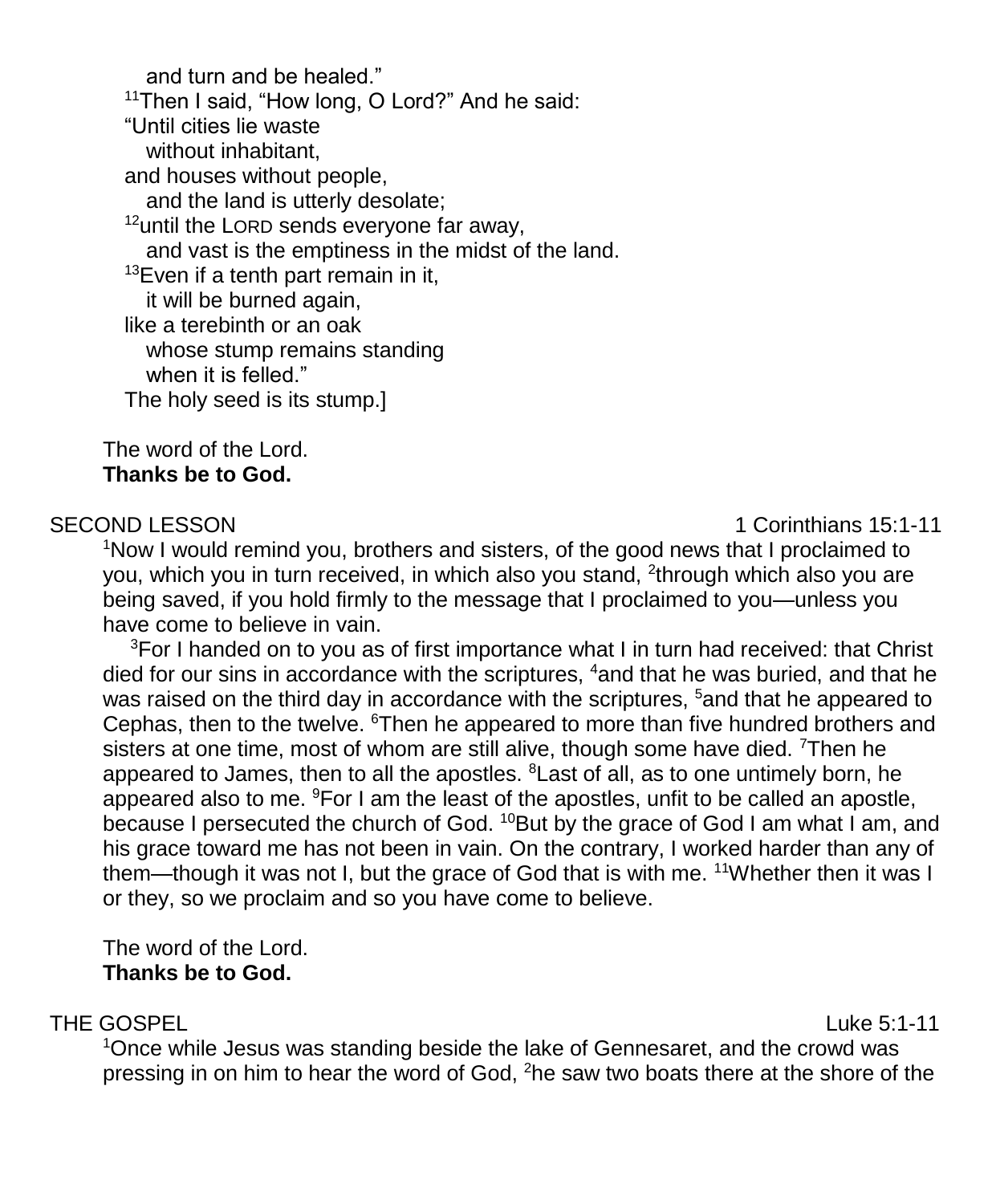and turn and be healed."
[11]Then I said, "How long, O Lord?" And he said:
"Until cities lie waste
without inhabitant,
and houses without people,
and the land is utterly desolate;
[12]until the LORD sends everyone far away,
and vast is the emptiness in the midst of the land.
[13]Even if a tenth part remain in it,
it will be burned again,
like a terebinth or an oak
whose stump remains standing
when it is felled."
The holy seed is its stump.]

The word of the Lord.
**Thanks be to God.**

SECOND LESSON — 1 Corinthians 15:1-11

[1]Now I would remind you, brothers and sisters, of the good news that I proclaimed to you, which you in turn received, in which also you stand, [2]through which also you are being saved, if you hold firmly to the message that I proclaimed to you—unless you have come to believe in vain.

[3]For I handed on to you as of first importance what I in turn had received: that Christ died for our sins in accordance with the scriptures, [4]and that he was buried, and that he was raised on the third day in accordance with the scriptures, [5]and that he appeared to Cephas, then to the twelve. [6]Then he appeared to more than five hundred brothers and sisters at one time, most of whom are still alive, though some have died. [7]Then he appeared to James, then to all the apostles. [8]Last of all, as to one untimely born, he appeared also to me. [9]For I am the least of the apostles, unfit to be called an apostle, because I persecuted the church of God. [10]But by the grace of God I am what I am, and his grace toward me has not been in vain. On the contrary, I worked harder than any of them—though it was not I, but the grace of God that is with me. [11]Whether then it was I or they, so we proclaim and so you have come to believe.

The word of the Lord.
**Thanks be to God.**

THE GOSPEL — Luke 5:1-11

[1]Once while Jesus was standing beside the lake of Gennesaret, and the crowd was pressing in on him to hear the word of God, [2]he saw two boats there at the shore of the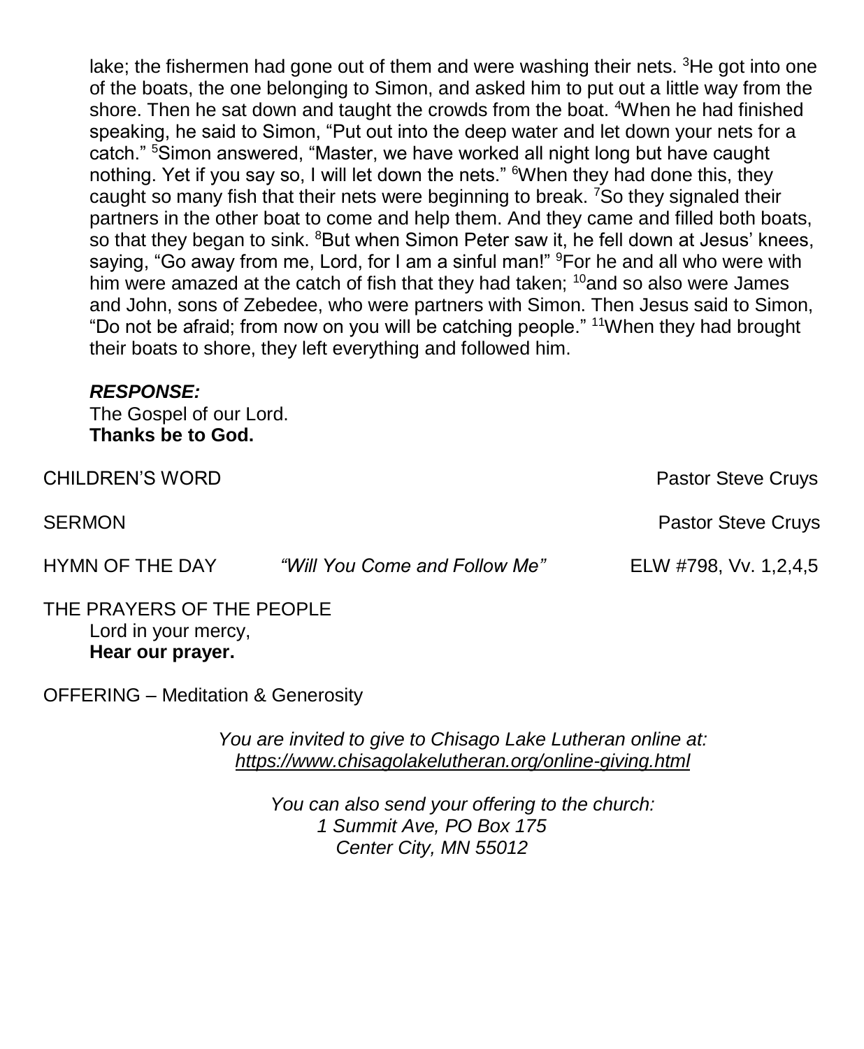lake; the fishermen had gone out of them and were washing their nets. [3]He got into one of the boats, the one belonging to Simon, and asked him to put out a little way from the shore. Then he sat down and taught the crowds from the boat. [4]When he had finished speaking, he said to Simon, "Put out into the deep water and let down your nets for a catch." [5]Simon answered, "Master, we have worked all night long but have caught nothing. Yet if you say so, I will let down the nets." [6]When they had done this, they caught so many fish that their nets were beginning to break. [7]So they signaled their partners in the other boat to come and help them. And they came and filled both boats, so that they began to sink. [8]But when Simon Peter saw it, he fell down at Jesus' knees, saying, "Go away from me, Lord, for I am a sinful man!" [9]For he and all who were with him were amazed at the catch of fish that they had taken; [10]and so also were James and John, sons of Zebedee, who were partners with Simon. Then Jesus said to Simon, "Do not be afraid; from now on you will be catching people." [11]When they had brought their boats to shore, they left everything and followed him.

***RESPONSE:***
The Gospel of our Lord.
**Thanks be to God.**

CHILDREN'S WORD — Pastor Steve Cruys

SERMON — Pastor Steve Cruys

HYMN OF THE DAY — *"Will You Come and Follow Me"* — ELW #798, Vv. 1,2,4,5

THE PRAYERS OF THE PEOPLE
Lord in your mercy,
**Hear our prayer.**

OFFERING – Meditation & Generosity

*You are invited to give to Chisago Lake Lutheran online at:*
*https://www.chisagolakelutheran.org/online-giving.html*

*You can also send your offering to the church:*
*1 Summit Ave, PO Box 175*
*Center City, MN 55012*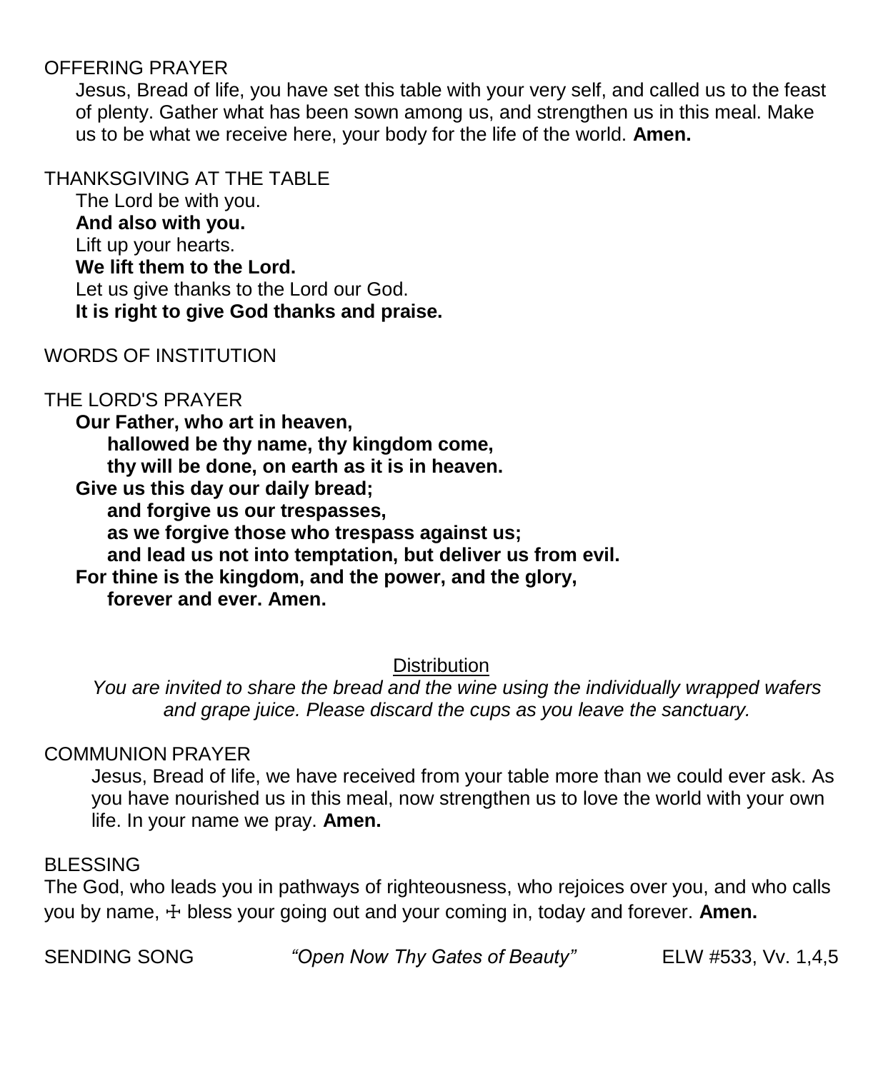OFFERING PRAYER

Jesus, Bread of life, you have set this table with your very self, and called us to the feast of plenty. Gather what has been sown among us, and strengthen us in this meal. Make us to be what we receive here, your body for the life of the world. **Amen.**

THANKSGIVING AT THE TABLE

The Lord be with you.
**And also with you.**
Lift up your hearts.
**We lift them to the Lord.**
Let us give thanks to the Lord our God.
**It is right to give God thanks and praise.**

WORDS OF INSTITUTION

THE LORD'S PRAYER

**Our Father, who art in heaven,**
**hallowed be thy name, thy kingdom come,**
**thy will be done, on earth as it is in heaven.**
**Give us this day our daily bread;**
**and forgive us our trespasses,**
**as we forgive those who trespass against us;**
**and lead us not into temptation, but deliver us from evil.**
**For thine is the kingdom, and the power, and the glory,**
**forever and ever. Amen.**

Distribution

*You are invited to share the bread and the wine using the individually wrapped wafers and grape juice. Please discard the cups as you leave the sanctuary.*

COMMUNION PRAYER

Jesus, Bread of life, we have received from your table more than we could ever ask. As you have nourished us in this meal, now strengthen us to love the world with your own life. In your name we pray. **Amen.**

BLESSING

The God, who leads you in pathways of righteousness, who rejoices over you, and who calls you by name, ☩ bless your going out and your coming in, today and forever. **Amen.**

SENDING SONG *"Open Now Thy Gates of Beauty"* ELW #533, Vv. 1,4,5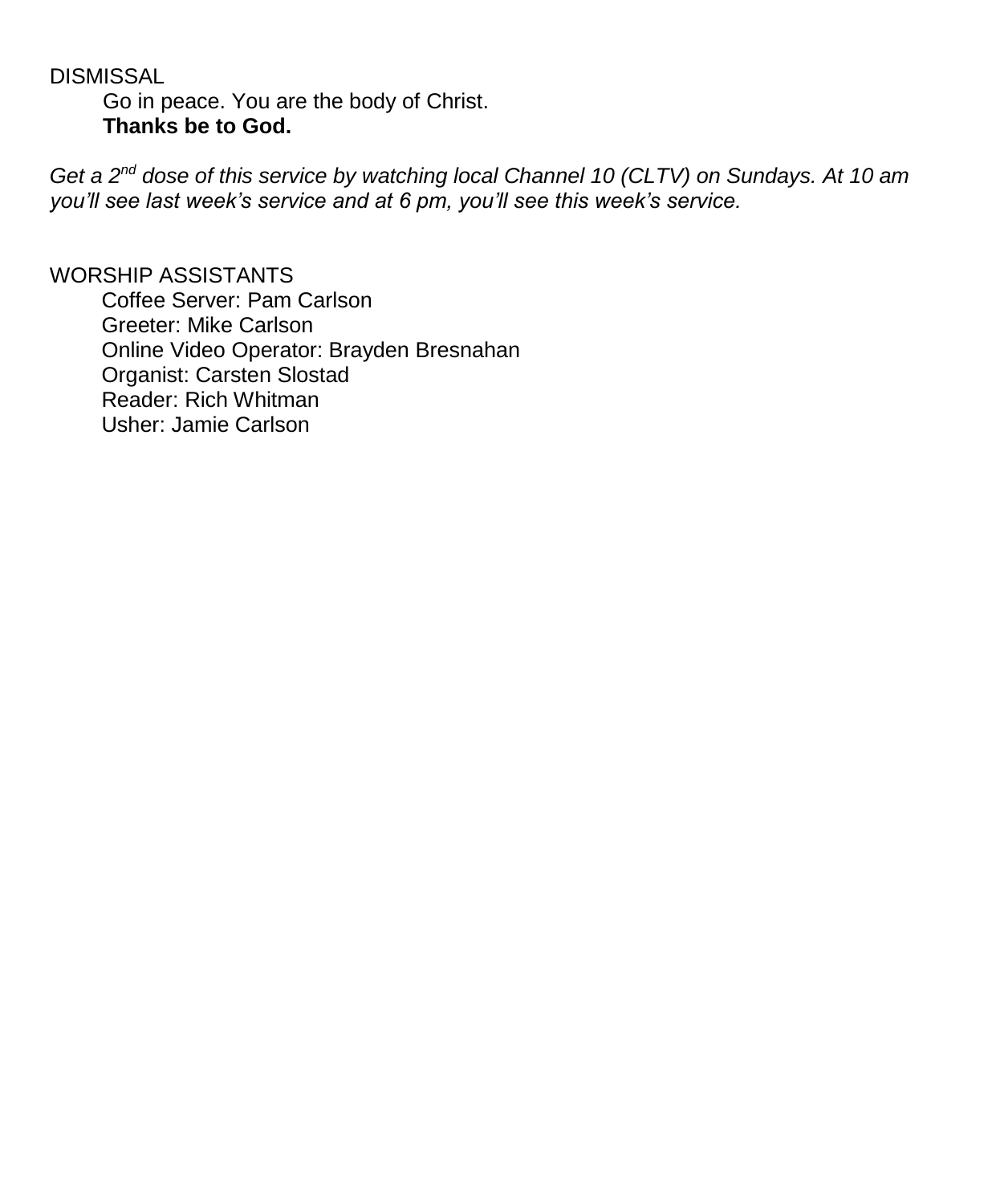DISMISSAL

Go in peace. You are the body of Christ.
**Thanks be to God.**

*Get a 2nd dose of this service by watching local Channel 10 (CLTV) on Sundays. At 10 am you'll see last week's service and at 6 pm, you'll see this week's service.*

WORSHIP ASSISTANTS

Coffee Server: Pam Carlson
Greeter: Mike Carlson
Online Video Operator: Brayden Bresnahan
Organist: Carsten Slostad
Reader: Rich Whitman
Usher: Jamie Carlson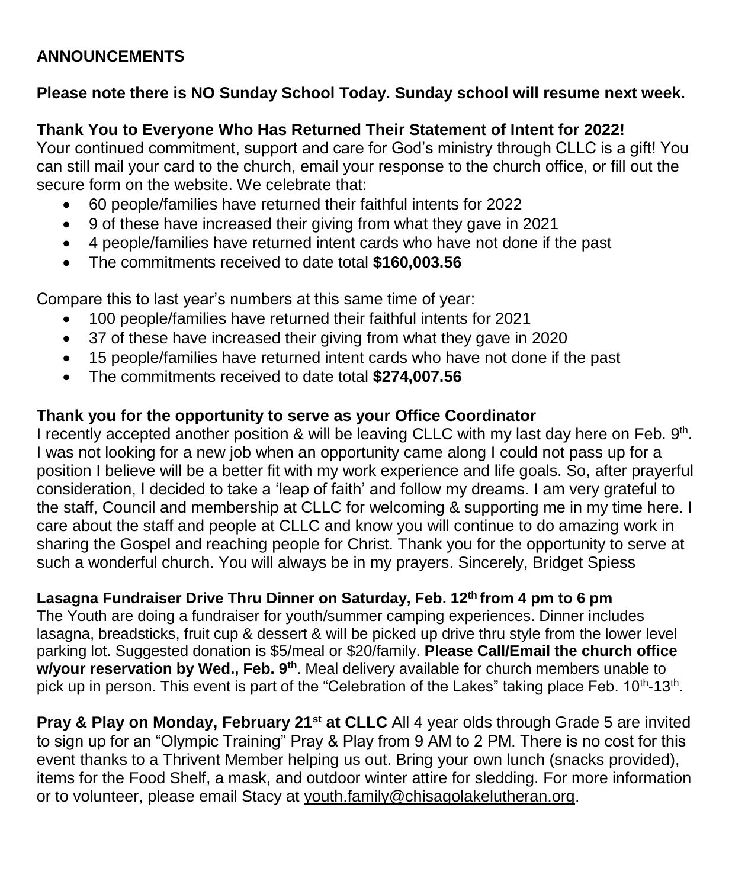**ANNOUNCEMENTS**

**Please note there is NO Sunday School Today. Sunday school will resume next week.**

**Thank You to Everyone Who Has Returned Their Statement of Intent for 2022!**
Your continued commitment, support and care for God's ministry through CLLC is a gift! You can still mail your card to the church, email your response to the church office, or fill out the secure form on the website. We celebrate that:

- 60 people/families have returned their faithful intents for 2022
- 9 of these have increased their giving from what they gave in 2021
- 4 people/families have returned intent cards who have not done if the past
- The commitments received to date total **$160,003.56**

Compare this to last year's numbers at this same time of year:

- 100 people/families have returned their faithful intents for 2021
- 37 of these have increased their giving from what they gave in 2020
- 15 people/families have returned intent cards who have not done if the past
- The commitments received to date total **$274,007.56**

**Thank you for the opportunity to serve as your Office Coordinator**
I recently accepted another position & will be leaving CLLC with my last day here on Feb. 9th. I was not looking for a new job when an opportunity came along I could not pass up for a position I believe will be a better fit with my work experience and life goals. So, after prayerful consideration, I decided to take a 'leap of faith' and follow my dreams. I am very grateful to the staff, Council and membership at CLLC for welcoming & supporting me in my time here. I care about the staff and people at CLLC and know you will continue to do amazing work in sharing the Gospel and reaching people for Christ. Thank you for the opportunity to serve at such a wonderful church. You will always be in my prayers. Sincerely, Bridget Spiess

**Lasagna Fundraiser Drive Thru Dinner on Saturday, Feb. 12th from 4 pm to 6 pm**
The Youth are doing a fundraiser for youth/summer camping experiences. Dinner includes lasagna, breadsticks, fruit cup & dessert & will be picked up drive thru style from the lower level parking lot. Suggested donation is $5/meal or $20/family. **Please Call/Email the church office w/your reservation by Wed., Feb. 9th**. Meal delivery available for church members unable to pick up in person. This event is part of the "Celebration of the Lakes" taking place Feb. 10th-13th.

**Pray & Play on Monday, February 21st at CLLC** All 4 year olds through Grade 5 are invited to sign up for an "Olympic Training" Pray & Play from 9 AM to 2 PM. There is no cost for this event thanks to a Thrivent Member helping us out. Bring your own lunch (snacks provided), items for the Food Shelf, a mask, and outdoor winter attire for sledding. For more information or to volunteer, please email Stacy at youth.family@chisagolakelutheran.org.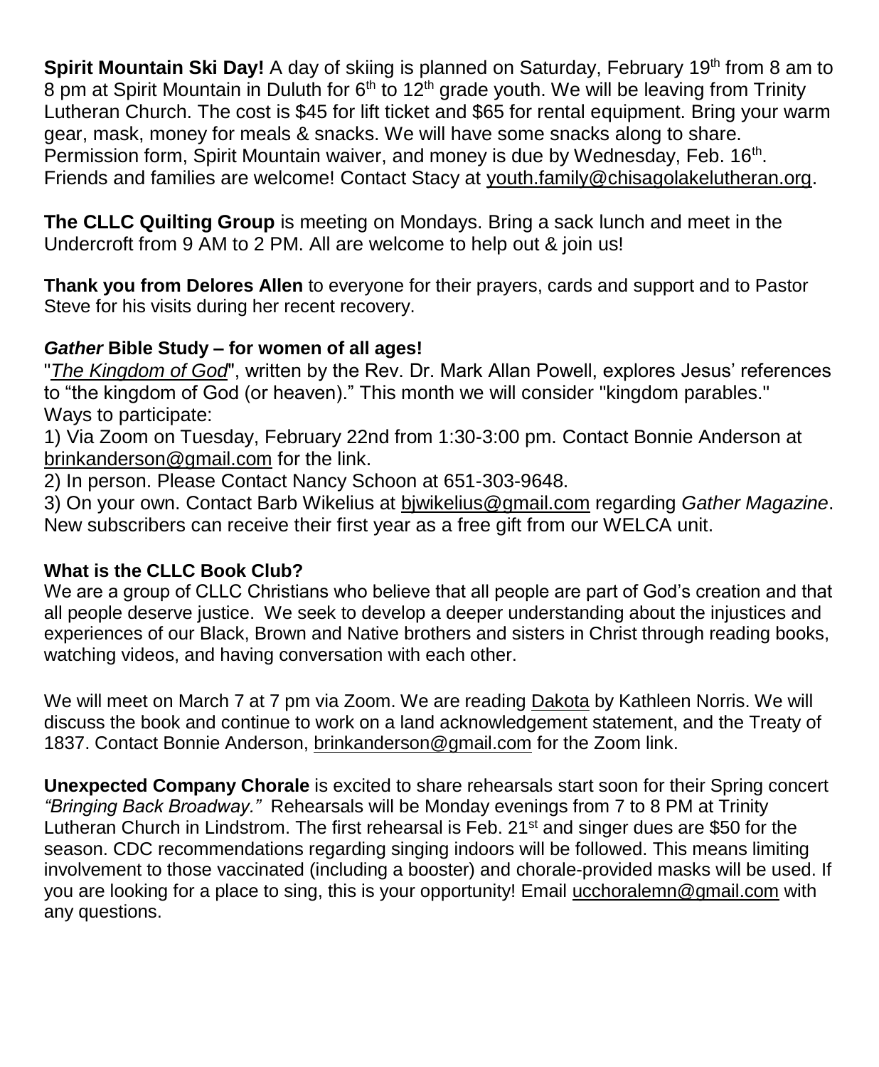**Spirit Mountain Ski Day!** A day of skiing is planned on Saturday, February 19th from 8 am to 8 pm at Spirit Mountain in Duluth for 6th to 12th grade youth. We will be leaving from Trinity Lutheran Church. The cost is $45 for lift ticket and $65 for rental equipment. Bring your warm gear, mask, money for meals & snacks. We will have some snacks along to share. Permission form, Spirit Mountain waiver, and money is due by Wednesday, Feb. 16th. Friends and families are welcome! Contact Stacy at youth.family@chisagolakelutheran.org.

**The CLLC Quilting Group** is meeting on Mondays. Bring a sack lunch and meet in the Undercroft from 9 AM to 2 PM. All are welcome to help out & join us!

**Thank you from Delores Allen** to everyone for their prayers, cards and support and to Pastor Steve for his visits during her recent recovery.

**_Gather_ Bible Study – for women of all ages!**

"*The Kingdom of God*", written by the Rev. Dr. Mark Allan Powell, explores Jesus' references to "the kingdom of God (or heaven)." This month we will consider "kingdom parables."
Ways to participate:

1) Via Zoom on Tuesday, February 22nd from 1:30-3:00 pm. Contact Bonnie Anderson at brinkanderson@gmail.com for the link.
2) In person. Please Contact Nancy Schoon at 651-303-9648.
3) On your own. Contact Barb Wikelius at bjwikelius@gmail.com regarding *Gather Magazine*. New subscribers can receive their first year as a free gift from our WELCA unit.

**What is the CLLC Book Club?**

We are a group of CLLC Christians who believe that all people are part of God's creation and that all people deserve justice. We seek to develop a deeper understanding about the injustices and experiences of our Black, Brown and Native brothers and sisters in Christ through reading books, watching videos, and having conversation with each other.

We will meet on March 7 at 7 pm via Zoom. We are reading Dakota by Kathleen Norris. We will discuss the book and continue to work on a land acknowledgement statement, and the Treaty of 1837. Contact Bonnie Anderson, brinkanderson@gmail.com for the Zoom link.

**Unexpected Company Chorale** is excited to share rehearsals start soon for their Spring concert *"Bringing Back Broadway."* Rehearsals will be Monday evenings from 7 to 8 PM at Trinity Lutheran Church in Lindstrom. The first rehearsal is Feb. 21st and singer dues are $50 for the season. CDC recommendations regarding singing indoors will be followed. This means limiting involvement to those vaccinated (including a booster) and chorale-provided masks will be used. If you are looking for a place to sing, this is your opportunity! Email ucchoralemn@gmail.com with any questions.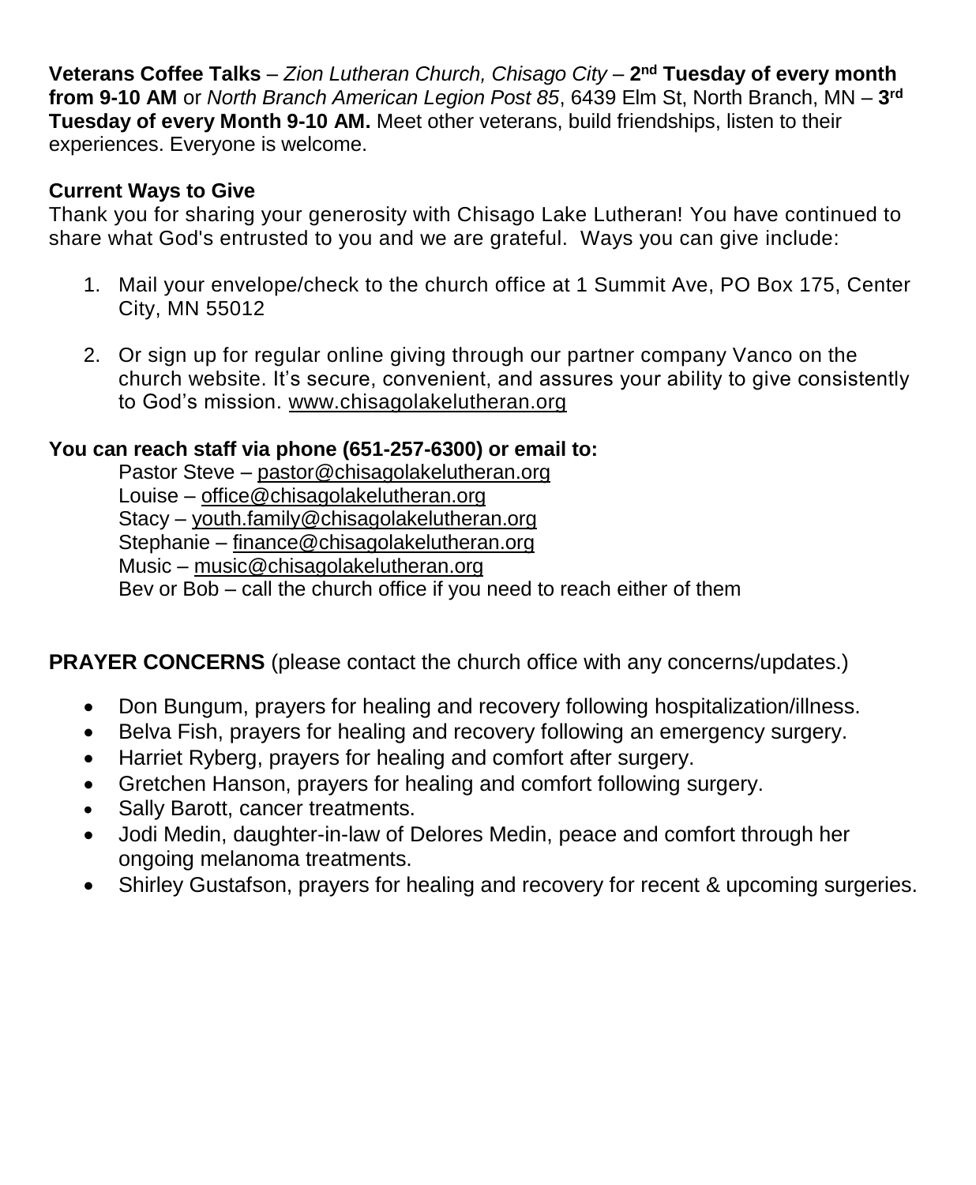**Veterans Coffee Talks** – *Zion Lutheran Church, Chisago City* – **2nd Tuesday of every month from 9-10 AM** or *North Branch American Legion Post 85*, 6439 Elm St, North Branch, MN – **3rd Tuesday of every Month 9-10 AM.** Meet other veterans, build friendships, listen to their experiences. Everyone is welcome.

**Current Ways to Give**

Thank you for sharing your generosity with Chisago Lake Lutheran! You have continued to share what God's entrusted to you and we are grateful. Ways you can give include:

1. Mail your envelope/check to the church office at 1 Summit Ave, PO Box 175, Center City, MN 55012

2. Or sign up for regular online giving through our partner company Vanco on the church website. It's secure, convenient, and assures your ability to give consistently to God's mission. www.chisagolakelutheran.org

**You can reach staff via phone (651-257-6300) or email to:**

Pastor Steve – pastor@chisagolakelutheran.org
Louise – office@chisagolakelutheran.org
Stacy – youth.family@chisagolakelutheran.org
Stephanie – finance@chisagolakelutheran.org
Music – music@chisagolakelutheran.org
Bev or Bob – call the church office if you need to reach either of them

**PRAYER CONCERNS** (please contact the church office with any concerns/updates.)

- Don Bungum, prayers for healing and recovery following hospitalization/illness.
- Belva Fish, prayers for healing and recovery following an emergency surgery.
- Harriet Ryberg, prayers for healing and comfort after surgery.
- Gretchen Hanson, prayers for healing and comfort following surgery.
- Sally Barott, cancer treatments.
- Jodi Medin, daughter-in-law of Delores Medin, peace and comfort through her ongoing melanoma treatments.
- Shirley Gustafson, prayers for healing and recovery for recent & upcoming surgeries.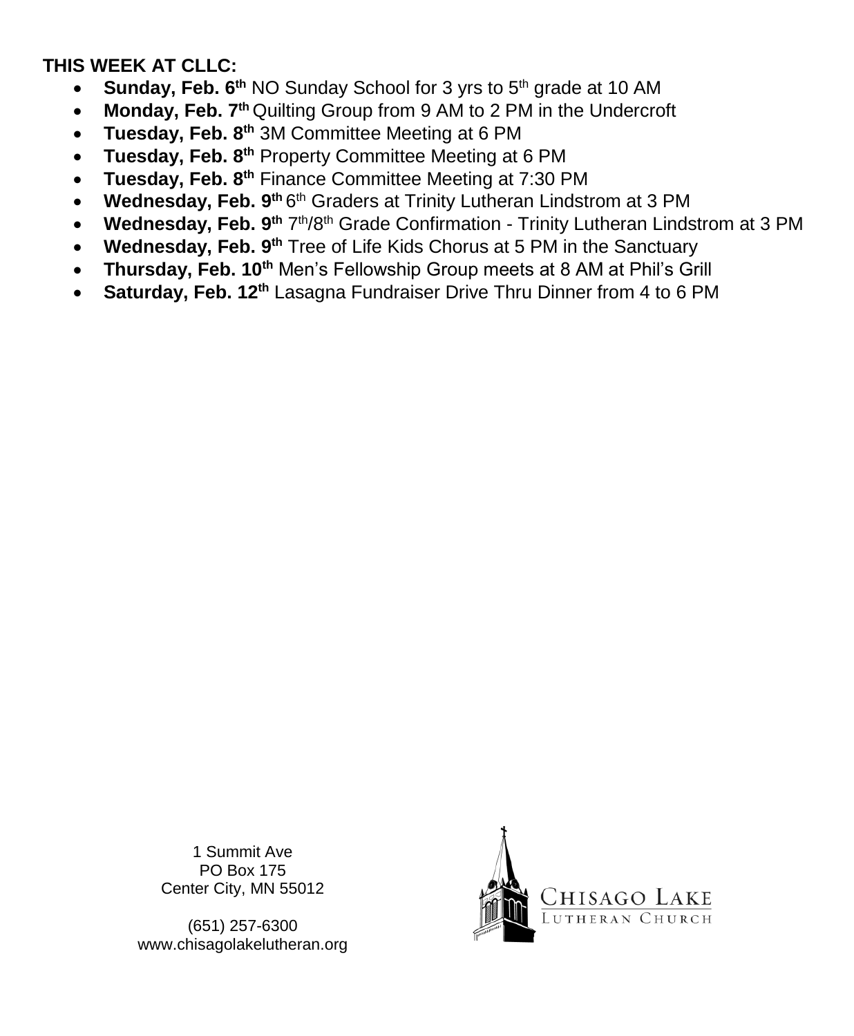**THIS WEEK AT CLLC:**

- **Sunday, Feb. 6th** NO Sunday School for 3 yrs to 5th grade at 10 AM
- **Monday, Feb. 7th** Quilting Group from 9 AM to 2 PM in the Undercroft
- **Tuesday, Feb. 8th** 3M Committee Meeting at 6 PM
- **Tuesday, Feb. 8th** Property Committee Meeting at 6 PM
- **Tuesday, Feb. 8th** Finance Committee Meeting at 7:30 PM
- **Wednesday, Feb. 9th** 6th Graders at Trinity Lutheran Lindstrom at 3 PM
- **Wednesday, Feb. 9th** 7th/8th Grade Confirmation - Trinity Lutheran Lindstrom at 3 PM
- **Wednesday, Feb. 9th** Tree of Life Kids Chorus at 5 PM in the Sanctuary
- **Thursday, Feb. 10th** Men's Fellowship Group meets at 8 AM at Phil's Grill
- **Saturday, Feb. 12th** Lasagna Fundraiser Drive Thru Dinner from 4 to 6 PM

1 Summit Ave
PO Box 175
Center City, MN 55012

(651) 257-6300
www.chisagolakelutheran.org

CHISAGO LAKE
LUTHERAN CHURCH